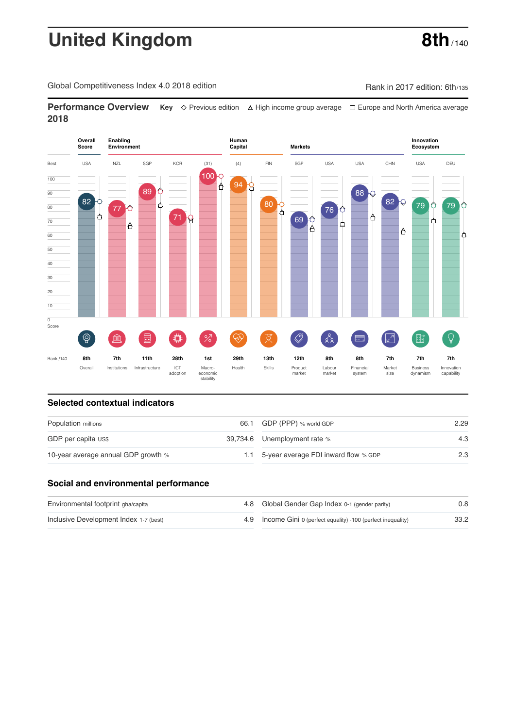# United Kingdom

**8th** / 140

Global Competitiveness Index 4.0 2018 edition

Rank in 2017 edition: 6th/135

## Performance Overview 2018

**Key** ◇ Previous edition △ High income group average □ Europe and North America average

| | Overall Score | Enabling Environment | | | | Human Capital | | Markets | | | | Innovation Ecosystem | |
|---|---|---|---|---|---|---|---|---|---|---|---|---|---|
| Best | USA | NZL | SGP | KOR | (31) | (4) | FIN | SGP | USA | USA | CHN | USA | DEU |
| Score | 82 | 77 | 89 | 71 | 100 | 94 | 80 | 69 | 76 | 88 | 82 | 79 | 79 |
| Rank /140 | 8th | 7th | 11th | 28th | 1st | 29th | 13th | 12th | 8th | 8th | 7th | 7th | 7th |
| | Overall | Institutions | Infrastructure | ICT adoption | Macro-economic stability | Health | Skills | Product market | Labour market | Financial system | Market size | Business dynamism | Innovation capability |

## Selected contextual indicators

| | | | |
|---|---|---|---|
| Population millions | 66.1 | GDP (PPP) % world GDP | 2.29 |
| GDP per capita US$ | 39,734.6 | Unemployment rate % | 4.3 |
| 10-year average annual GDP growth % | 1.1 | 5-year average FDI inward flow % GDP | 2.3 |

## Social and environmental performance

| | | | |
|---|---|---|---|
| Environmental footprint gha/capita | 4.8 | Global Gender Gap Index 0-1 (gender parity) | 0.8 |
| Inclusive Development Index 1-7 (best) | 4.9 | Income Gini 0 (perfect equality) -100 (perfect inequality) | 33.2 |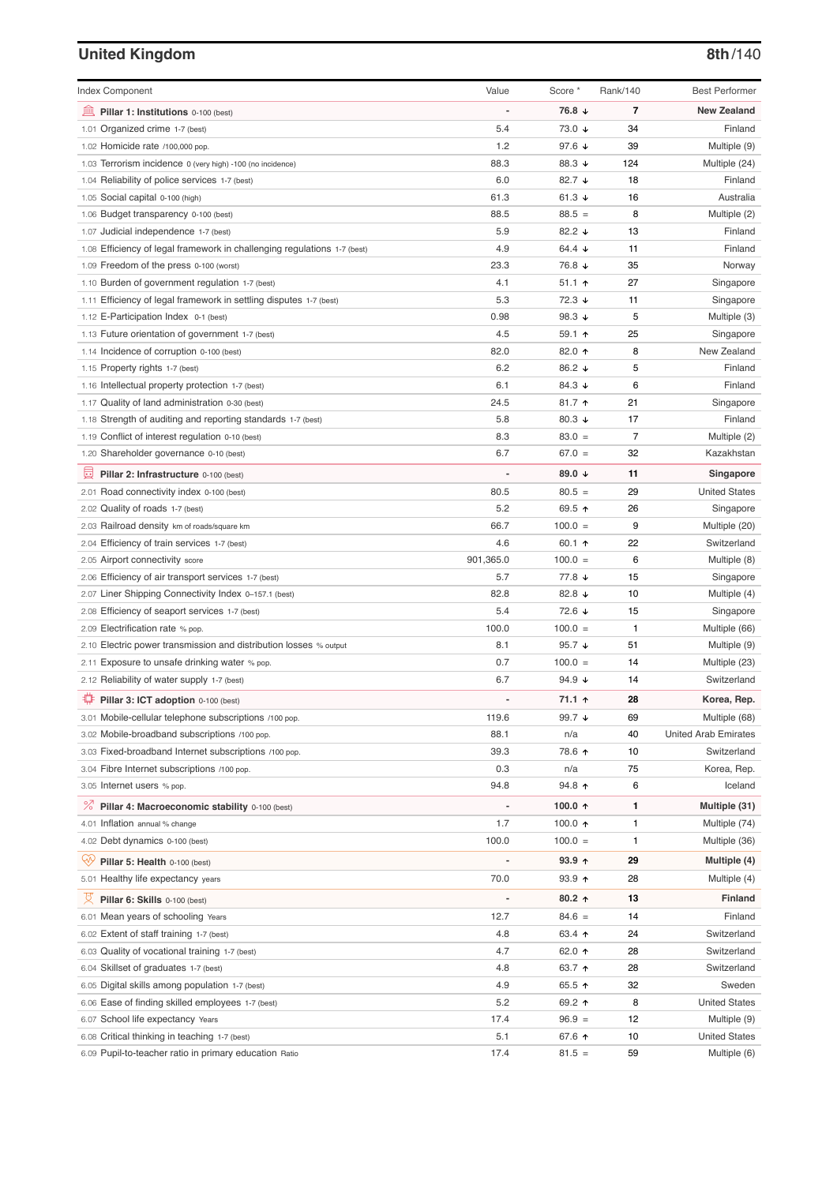## United Kingdom

**8th**/140

| Index Component | Value | Score * | Rank/140 | Best Performer |
|---|---|---|---|---|
| **Pillar 1: Institutions** 0-100 (best) | - | **76.8 ↓** | **7** | **New Zealand** |
| 1.01 Organized crime 1-7 (best) | 5.4 | 73.0 ↓ | 34 | Finland |
| 1.02 Homicide rate /100,000 pop. | 1.2 | 97.6 ↓ | 39 | Multiple (9) |
| 1.03 Terrorism incidence 0 (very high) -100 (no incidence) | 88.3 | 88.3 ↓ | 124 | Multiple (24) |
| 1.04 Reliability of police services 1-7 (best) | 6.0 | 82.7 ↓ | 18 | Finland |
| 1.05 Social capital 0-100 (high) | 61.3 | 61.3 ↓ | 16 | Australia |
| 1.06 Budget transparency 0-100 (best) | 88.5 | 88.5 = | 8 | Multiple (2) |
| 1.07 Judicial independence 1-7 (best) | 5.9 | 82.2 ↓ | 13 | Finland |
| 1.08 Efficiency of legal framework in challenging regulations 1-7 (best) | 4.9 | 64.4 ↓ | 11 | Finland |
| 1.09 Freedom of the press 0-100 (worst) | 23.3 | 76.8 ↓ | 35 | Norway |
| 1.10 Burden of government regulation 1-7 (best) | 4.1 | 51.1 ↑ | 27 | Singapore |
| 1.11 Efficiency of legal framework in settling disputes 1-7 (best) | 5.3 | 72.3 ↓ | 11 | Singapore |
| 1.12 E-Participation Index 0-1 (best) | 0.98 | 98.3 ↓ | 5 | Multiple (3) |
| 1.13 Future orientation of government 1-7 (best) | 4.5 | 59.1 ↑ | 25 | Singapore |
| 1.14 Incidence of corruption 0-100 (best) | 82.0 | 82.0 ↑ | 8 | New Zealand |
| 1.15 Property rights 1-7 (best) | 6.2 | 86.2 ↓ | 5 | Finland |
| 1.16 Intellectual property protection 1-7 (best) | 6.1 | 84.3 ↓ | 6 | Finland |
| 1.17 Quality of land administration 0-30 (best) | 24.5 | 81.7 ↑ | 21 | Singapore |
| 1.18 Strength of auditing and reporting standards 1-7 (best) | 5.8 | 80.3 ↓ | 17 | Finland |
| 1.19 Conflict of interest regulation 0-10 (best) | 8.3 | 83.0 = | 7 | Multiple (2) |
| 1.20 Shareholder governance 0-10 (best) | 6.7 | 67.0 = | 32 | Kazakhstan |
| **Pillar 2: Infrastructure** 0-100 (best) | - | **89.0 ↓** | **11** | **Singapore** |
| 2.01 Road connectivity index 0-100 (best) | 80.5 | 80.5 = | 29 | United States |
| 2.02 Quality of roads 1-7 (best) | 5.2 | 69.5 ↑ | 26 | Singapore |
| 2.03 Railroad density km of roads/square km | 66.7 | 100.0 = | 9 | Multiple (20) |
| 2.04 Efficiency of train services 1-7 (best) | 4.6 | 60.1 ↑ | 22 | Switzerland |
| 2.05 Airport connectivity score | 901,365.0 | 100.0 = | 6 | Multiple (8) |
| 2.06 Efficiency of air transport services 1-7 (best) | 5.7 | 77.8 ↓ | 15 | Singapore |
| 2.07 Liner Shipping Connectivity Index 0–157.1 (best) | 82.8 | 82.8 ↓ | 10 | Multiple (4) |
| 2.08 Efficiency of seaport services 1-7 (best) | 5.4 | 72.6 ↓ | 15 | Singapore |
| 2.09 Electrification rate % pop. | 100.0 | 100.0 = | 1 | Multiple (66) |
| 2.10 Electric power transmission and distribution losses % output | 8.1 | 95.7 ↓ | 51 | Multiple (9) |
| 2.11 Exposure to unsafe drinking water % pop. | 0.7 | 100.0 = | 14 | Multiple (23) |
| 2.12 Reliability of water supply 1-7 (best) | 6.7 | 94.9 ↓ | 14 | Switzerland |
| **Pillar 3: ICT adoption** 0-100 (best) | - | **71.1 ↑** | **28** | **Korea, Rep.** |
| 3.01 Mobile-cellular telephone subscriptions /100 pop. | 119.6 | 99.7 ↓ | 69 | Multiple (68) |
| 3.02 Mobile-broadband subscriptions /100 pop. | 88.1 | n/a | 40 | United Arab Emirates |
| 3.03 Fixed-broadband Internet subscriptions /100 pop. | 39.3 | 78.6 ↑ | 10 | Switzerland |
| 3.04 Fibre Internet subscriptions /100 pop. | 0.3 | n/a | 75 | Korea, Rep. |
| 3.05 Internet users % pop. | 94.8 | 94.8 ↑ | 6 | Iceland |
| **Pillar 4: Macroeconomic stability** 0-100 (best) | - | **100.0 ↑** | **1** | **Multiple (31)** |
| 4.01 Inflation annual % change | 1.7 | 100.0 ↑ | 1 | Multiple (74) |
| 4.02 Debt dynamics 0-100 (best) | 100.0 | 100.0 = | 1 | Multiple (36) |
| **Pillar 5: Health** 0-100 (best) | - | **93.9 ↑** | **29** | **Multiple (4)** |
| 5.01 Healthy life expectancy years | 70.0 | 93.9 ↑ | 28 | Multiple (4) |
| **Pillar 6: Skills** 0-100 (best) | - | **80.2 ↑** | **13** | **Finland** |
| 6.01 Mean years of schooling Years | 12.7 | 84.6 = | 14 | Finland |
| 6.02 Extent of staff training 1-7 (best) | 4.8 | 63.4 ↑ | 24 | Switzerland |
| 6.03 Quality of vocational training 1-7 (best) | 4.7 | 62.0 ↑ | 28 | Switzerland |
| 6.04 Skillset of graduates 1-7 (best) | 4.8 | 63.7 ↑ | 28 | Switzerland |
| 6.05 Digital skills among population 1-7 (best) | 4.9 | 65.5 ↑ | 32 | Sweden |
| 6.06 Ease of finding skilled employees 1-7 (best) | 5.2 | 69.2 ↑ | 8 | United States |
| 6.07 School life expectancy Years | 17.4 | 96.9 = | 12 | Multiple (9) |
| 6.08 Critical thinking in teaching 1-7 (best) | 5.1 | 67.6 ↑ | 10 | United States |
| 6.09 Pupil-to-teacher ratio in primary education Ratio | 17.4 | 81.5 = | 59 | Multiple (6) |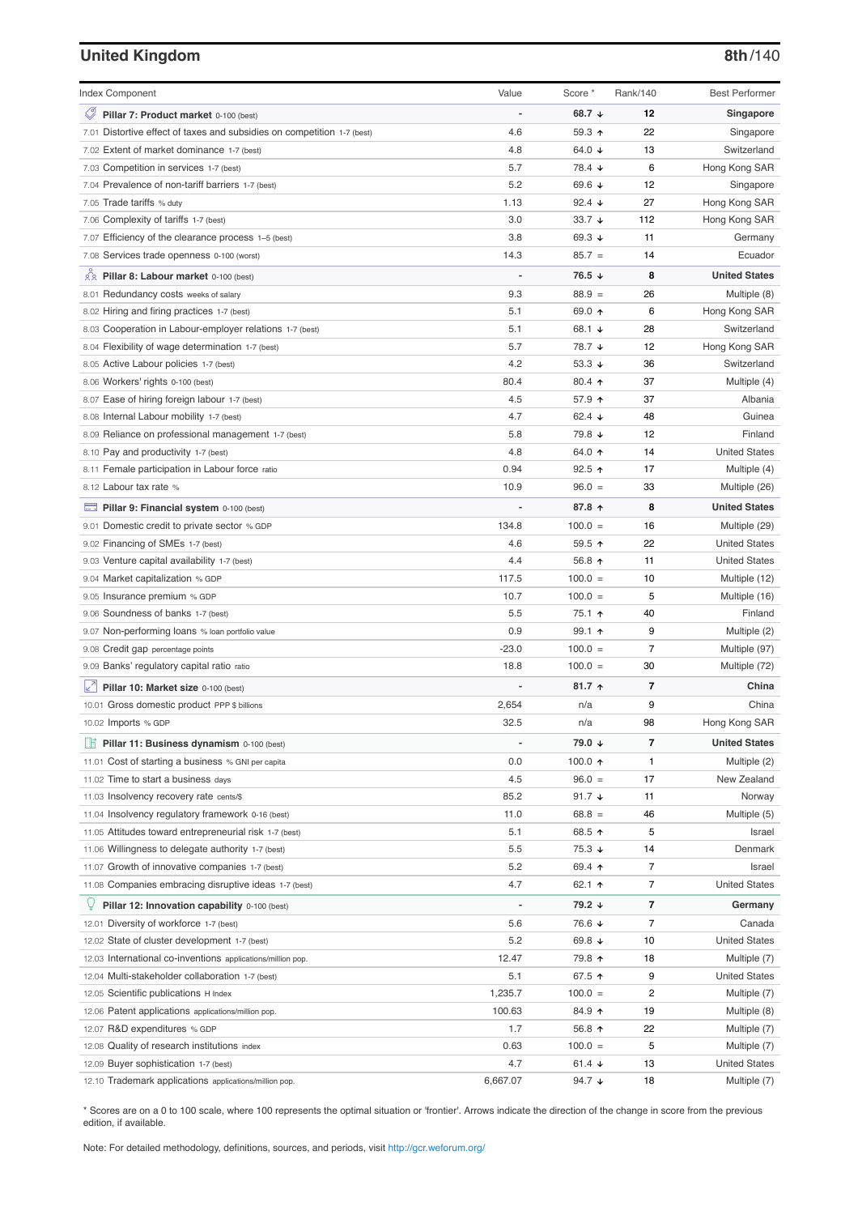## United Kingdom

**8th**/140

| Index Component | Value | Score * | Rank/140 | Best Performer |
|---|---|---|---|---|
| **Pillar 7: Product market** 0-100 (best) | - | **68.7 ↓** | **12** | **Singapore** |
| 7.01 Distortive effect of taxes and subsidies on competition 1-7 (best) | 4.6 | 59.3 ↑ | 22 | Singapore |
| 7.02 Extent of market dominance 1-7 (best) | 4.8 | 64.0 ↓ | 13 | Switzerland |
| 7.03 Competition in services 1-7 (best) | 5.7 | 78.4 ↓ | 6 | Hong Kong SAR |
| 7.04 Prevalence of non-tariff barriers 1-7 (best) | 5.2 | 69.6 ↓ | 12 | Singapore |
| 7.05 Trade tariffs % duty | 1.13 | 92.4 ↓ | 27 | Hong Kong SAR |
| 7.06 Complexity of tariffs 1-7 (best) | 3.0 | 33.7 ↓ | 112 | Hong Kong SAR |
| 7.07 Efficiency of the clearance process 1–5 (best) | 3.8 | 69.3 ↓ | 11 | Germany |
| 7.08 Services trade openness 0-100 (worst) | 14.3 | 85.7 = | 14 | Ecuador |
| **Pillar 8: Labour market** 0-100 (best) | - | **76.5 ↓** | **8** | **United States** |
| 8.01 Redundancy costs weeks of salary | 9.3 | 88.9 = | 26 | Multiple (8) |
| 8.02 Hiring and firing practices 1-7 (best) | 5.1 | 69.0 ↑ | 6 | Hong Kong SAR |
| 8.03 Cooperation in Labour-employer relations 1-7 (best) | 5.1 | 68.1 ↓ | 28 | Switzerland |
| 8.04 Flexibility of wage determination 1-7 (best) | 5.7 | 78.7 ↓ | 12 | Hong Kong SAR |
| 8.05 Active Labour policies 1-7 (best) | 4.2 | 53.3 ↓ | 36 | Switzerland |
| 8.06 Workers' rights 0-100 (best) | 80.4 | 80.4 ↑ | 37 | Multiple (4) |
| 8.07 Ease of hiring foreign labour 1-7 (best) | 4.5 | 57.9 ↑ | 37 | Albania |
| 8.08 Internal Labour mobility 1-7 (best) | 4.7 | 62.4 ↓ | 48 | Guinea |
| 8.09 Reliance on professional management 1-7 (best) | 5.8 | 79.8 ↓ | 12 | Finland |
| 8.10 Pay and productivity 1-7 (best) | 4.8 | 64.0 ↑ | 14 | United States |
| 8.11 Female participation in Labour force ratio | 0.94 | 92.5 ↑ | 17 | Multiple (4) |
| 8.12 Labour tax rate % | 10.9 | 96.0 = | 33 | Multiple (26) |
| **Pillar 9: Financial system** 0-100 (best) | - | **87.8 ↑** | **8** | **United States** |
| 9.01 Domestic credit to private sector % GDP | 134.8 | 100.0 = | 16 | Multiple (29) |
| 9.02 Financing of SMEs 1-7 (best) | 4.6 | 59.5 ↑ | 22 | United States |
| 9.03 Venture capital availability 1-7 (best) | 4.4 | 56.8 ↑ | 11 | United States |
| 9.04 Market capitalization % GDP | 117.5 | 100.0 = | 10 | Multiple (12) |
| 9.05 Insurance premium % GDP | 10.7 | 100.0 = | 5 | Multiple (16) |
| 9.06 Soundness of banks 1-7 (best) | 5.5 | 75.1 ↑ | 40 | Finland |
| 9.07 Non-performing loans % loan portfolio value | 0.9 | 99.1 ↑ | 9 | Multiple (2) |
| 9.08 Credit gap percentage points | -23.0 | 100.0 = | 7 | Multiple (97) |
| 9.09 Banks' regulatory capital ratio ratio | 18.8 | 100.0 = | 30 | Multiple (72) |
| **Pillar 10: Market size** 0-100 (best) | - | **81.7 ↑** | **7** | **China** |
| 10.01 Gross domestic product PPP $ billions | 2,654 | n/a | 9 | China |
| 10.02 Imports % GDP | 32.5 | n/a | 98 | Hong Kong SAR |
| **Pillar 11: Business dynamism** 0-100 (best) | - | **79.0 ↓** | **7** | **United States** |
| 11.01 Cost of starting a business % GNI per capita | 0.0 | 100.0 ↑ | 1 | Multiple (2) |
| 11.02 Time to start a business days | 4.5 | 96.0 = | 17 | New Zealand |
| 11.03 Insolvency recovery rate cents/$ | 85.2 | 91.7 ↓ | 11 | Norway |
| 11.04 Insolvency regulatory framework 0-16 (best) | 11.0 | 68.8 = | 46 | Multiple (5) |
| 11.05 Attitudes toward entrepreneurial risk 1-7 (best) | 5.1 | 68.5 ↑ | 5 | Israel |
| 11.06 Willingness to delegate authority 1-7 (best) | 5.5 | 75.3 ↓ | 14 | Denmark |
| 11.07 Growth of innovative companies 1-7 (best) | 5.2 | 69.4 ↑ | 7 | Israel |
| 11.08 Companies embracing disruptive ideas 1-7 (best) | 4.7 | 62.1 ↑ | 7 | United States |
| **Pillar 12: Innovation capability** 0-100 (best) | - | **79.2 ↓** | **7** | **Germany** |
| 12.01 Diversity of workforce 1-7 (best) | 5.6 | 76.6 ↓ | 7 | Canada |
| 12.02 State of cluster development 1-7 (best) | 5.2 | 69.8 ↓ | 10 | United States |
| 12.03 International co-inventions applications/million pop. | 12.47 | 79.8 ↑ | 18 | Multiple (7) |
| 12.04 Multi-stakeholder collaboration 1-7 (best) | 5.1 | 67.5 ↑ | 9 | United States |
| 12.05 Scientific publications H Index | 1,235.7 | 100.0 = | 2 | Multiple (7) |
| 12.06 Patent applications applications/million pop. | 100.63 | 84.9 ↑ | 19 | Multiple (8) |
| 12.07 R&D expenditures % GDP | 1.7 | 56.8 ↑ | 22 | Multiple (7) |
| 12.08 Quality of research institutions index | 0.63 | 100.0 = | 5 | Multiple (7) |
| 12.09 Buyer sophistication 1-7 (best) | 4.7 | 61.4 ↓ | 13 | United States |
| 12.10 Trademark applications applications/million pop. | 6,667.07 | 94.7 ↓ | 18 | Multiple (7) |

* Scores are on a 0 to 100 scale, where 100 represents the optimal situation or 'frontier'. Arrows indicate the direction of the change in score from the previous edition, if available.

Note: For detailed methodology, definitions, sources, and periods, visit http://gcr.weforum.org/